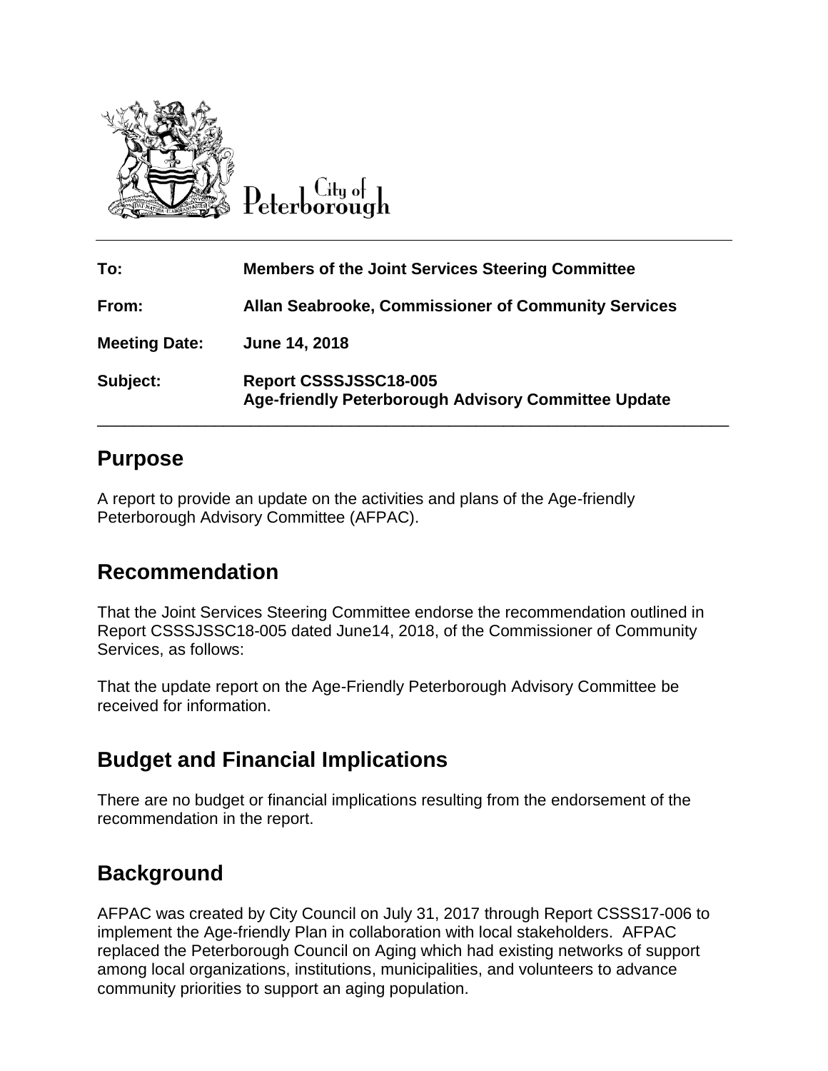City of Peterborough

| To: | Members of the Joint Services Steering Committee |
|---|---|
| From: | Allan Seabrooke, Commissioner of Community Services |
| Meeting Date: | June 14, 2018 |
| Subject: | Report CSSSJSSC18-005<br>Age-friendly Peterborough Advisory Committee Update |

## Purpose

A report to provide an update on the activities and plans of the Age-friendly Peterborough Advisory Committee (AFPAC).

## Recommendation

That the Joint Services Steering Committee endorse the recommendation outlined in Report CSSSJSSC18-005 dated June14, 2018, of the Commissioner of Community Services, as follows:

That the update report on the Age-Friendly Peterborough Advisory Committee be received for information.

## Budget and Financial Implications

There are no budget or financial implications resulting from the endorsement of the recommendation in the report.

## Background

AFPAC was created by City Council on July 31, 2017 through Report CSSS17-006 to implement the Age-friendly Plan in collaboration with local stakeholders. AFPAC replaced the Peterborough Council on Aging which had existing networks of support among local organizations, institutions, municipalities, and volunteers to advance community priorities to support an aging population.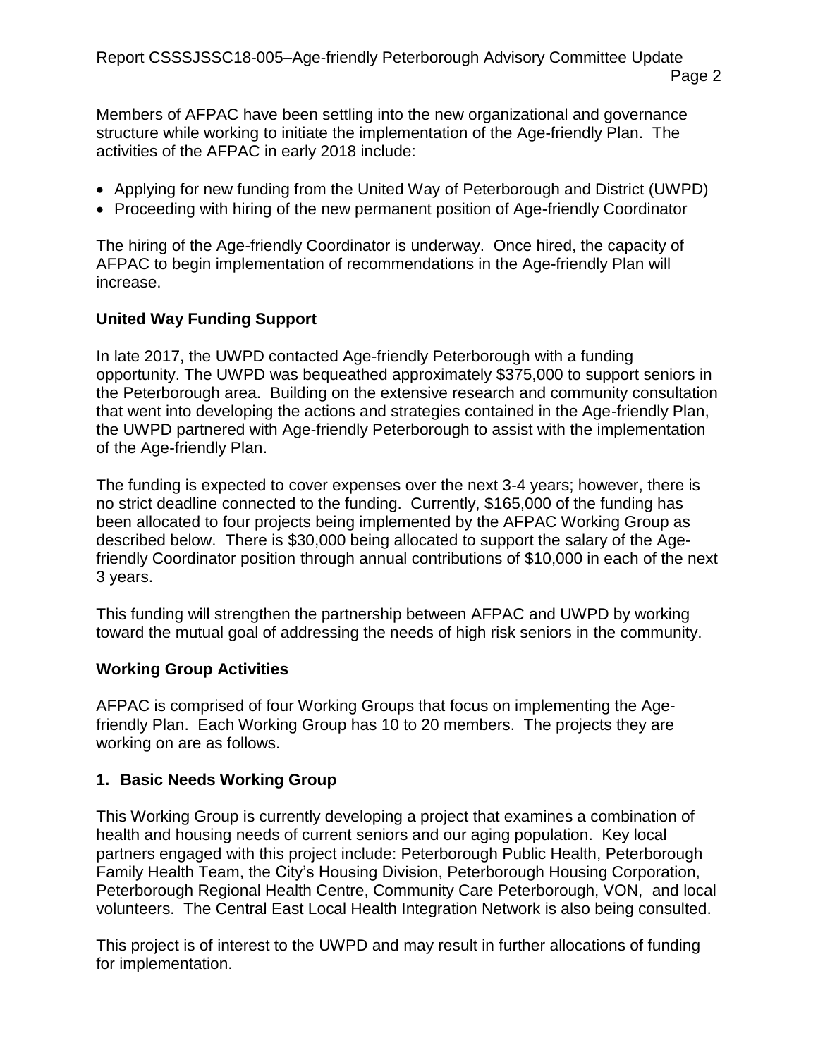Members of AFPAC have been settling into the new organizational and governance structure while working to initiate the implementation of the Age-friendly Plan. The activities of the AFPAC in early 2018 include:

- Applying for new funding from the United Way of Peterborough and District (UWPD)
- Proceeding with hiring of the new permanent position of Age-friendly Coordinator

The hiring of the Age-friendly Coordinator is underway. Once hired, the capacity of AFPAC to begin implementation of recommendations in the Age-friendly Plan will increase.

**United Way Funding Support**

In late 2017, the UWPD contacted Age-friendly Peterborough with a funding opportunity. The UWPD was bequeathed approximately $375,000 to support seniors in the Peterborough area. Building on the extensive research and community consultation that went into developing the actions and strategies contained in the Age-friendly Plan, the UWPD partnered with Age-friendly Peterborough to assist with the implementation of the Age-friendly Plan.

The funding is expected to cover expenses over the next 3-4 years; however, there is no strict deadline connected to the funding. Currently, $165,000 of the funding has been allocated to four projects being implemented by the AFPAC Working Group as described below. There is $30,000 being allocated to support the salary of the Age-friendly Coordinator position through annual contributions of $10,000 in each of the next 3 years.

This funding will strengthen the partnership between AFPAC and UWPD by working toward the mutual goal of addressing the needs of high risk seniors in the community.

**Working Group Activities**

AFPAC is comprised of four Working Groups that focus on implementing the Age-friendly Plan. Each Working Group has 10 to 20 members. The projects they are working on are as follows.

**1. Basic Needs Working Group**

This Working Group is currently developing a project that examines a combination of health and housing needs of current seniors and our aging population. Key local partners engaged with this project include: Peterborough Public Health, Peterborough Family Health Team, the City's Housing Division, Peterborough Housing Corporation, Peterborough Regional Health Centre, Community Care Peterborough, VON, and local volunteers. The Central East Local Health Integration Network is also being consulted.

This project is of interest to the UWPD and may result in further allocations of funding for implementation.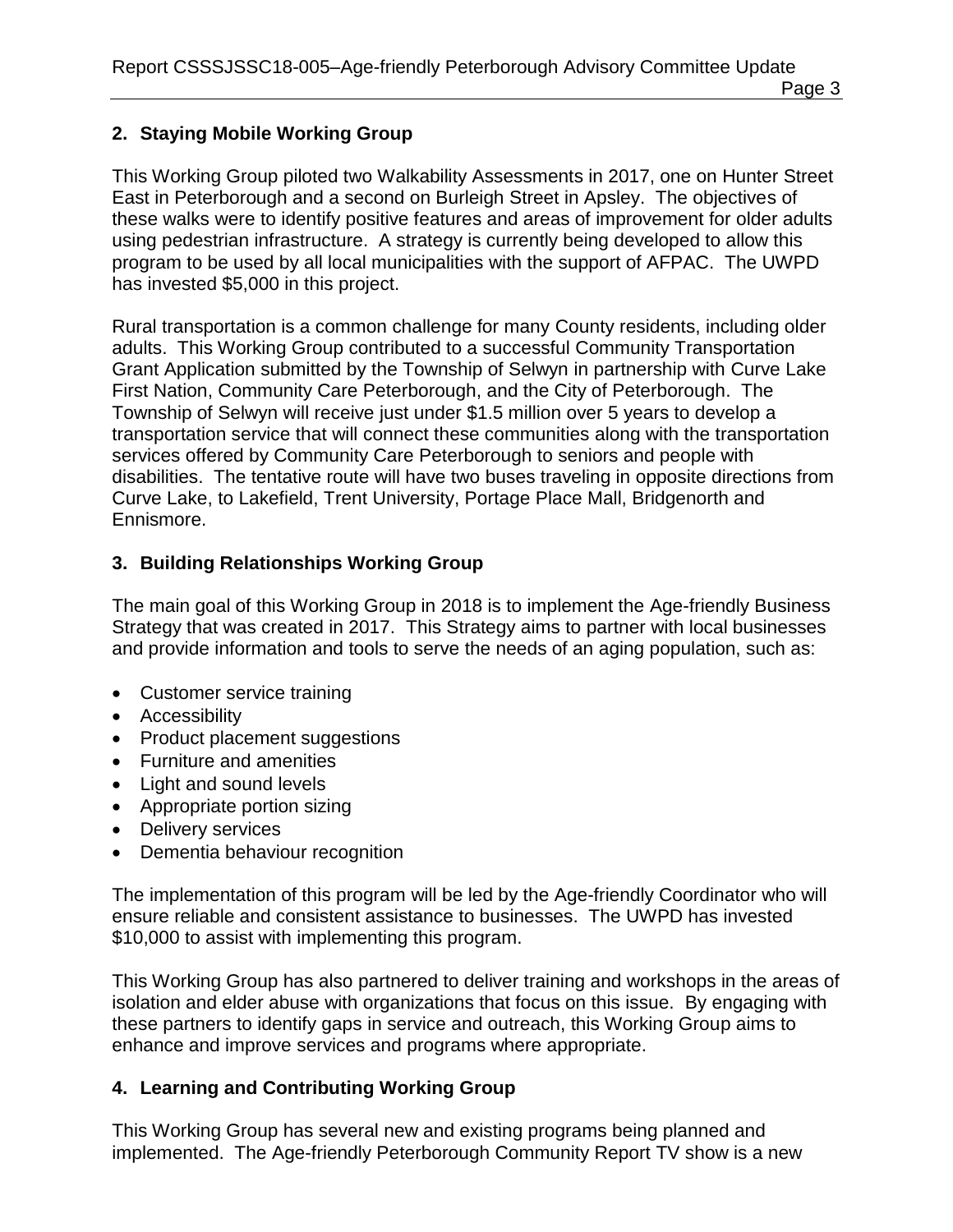**2. Staying Mobile Working Group**

This Working Group piloted two Walkability Assessments in 2017, one on Hunter Street East in Peterborough and a second on Burleigh Street in Apsley. The objectives of these walks were to identify positive features and areas of improvement for older adults using pedestrian infrastructure. A strategy is currently being developed to allow this program to be used by all local municipalities with the support of AFPAC. The UWPD has invested $5,000 in this project.

Rural transportation is a common challenge for many County residents, including older adults. This Working Group contributed to a successful Community Transportation Grant Application submitted by the Township of Selwyn in partnership with Curve Lake First Nation, Community Care Peterborough, and the City of Peterborough. The Township of Selwyn will receive just under $1.5 million over 5 years to develop a transportation service that will connect these communities along with the transportation services offered by Community Care Peterborough to seniors and people with disabilities. The tentative route will have two buses traveling in opposite directions from Curve Lake, to Lakefield, Trent University, Portage Place Mall, Bridgenorth and Ennismore.

**3. Building Relationships Working Group**

The main goal of this Working Group in 2018 is to implement the Age-friendly Business Strategy that was created in 2017. This Strategy aims to partner with local businesses and provide information and tools to serve the needs of an aging population, such as:

- Customer service training
- Accessibility
- Product placement suggestions
- Furniture and amenities
- Light and sound levels
- Appropriate portion sizing
- Delivery services
- Dementia behaviour recognition

The implementation of this program will be led by the Age-friendly Coordinator who will ensure reliable and consistent assistance to businesses. The UWPD has invested $10,000 to assist with implementing this program.

This Working Group has also partnered to deliver training and workshops in the areas of isolation and elder abuse with organizations that focus on this issue. By engaging with these partners to identify gaps in service and outreach, this Working Group aims to enhance and improve services and programs where appropriate.

**4. Learning and Contributing Working Group**

This Working Group has several new and existing programs being planned and implemented. The Age-friendly Peterborough Community Report TV show is a new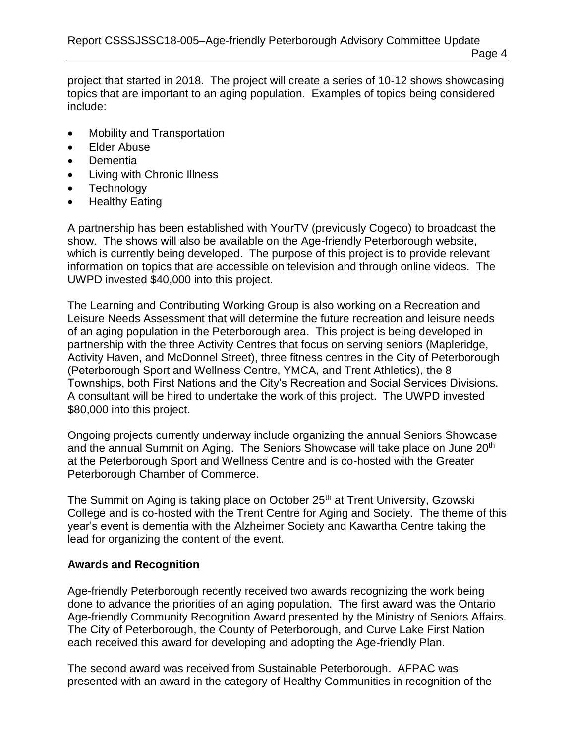project that started in 2018. The project will create a series of 10-12 shows showcasing topics that are important to an aging population. Examples of topics being considered include:

- Mobility and Transportation
- Elder Abuse
- Dementia
- Living with Chronic Illness
- Technology
- Healthy Eating

A partnership has been established with YourTV (previously Cogeco) to broadcast the show. The shows will also be available on the Age-friendly Peterborough website, which is currently being developed. The purpose of this project is to provide relevant information on topics that are accessible on television and through online videos. The UWPD invested $40,000 into this project.

The Learning and Contributing Working Group is also working on a Recreation and Leisure Needs Assessment that will determine the future recreation and leisure needs of an aging population in the Peterborough area. This project is being developed in partnership with the three Activity Centres that focus on serving seniors (Mapleridge, Activity Haven, and McDonnel Street), three fitness centres in the City of Peterborough (Peterborough Sport and Wellness Centre, YMCA, and Trent Athletics), the 8 Townships, both First Nations and the City's Recreation and Social Services Divisions. A consultant will be hired to undertake the work of this project. The UWPD invested $80,000 into this project.

Ongoing projects currently underway include organizing the annual Seniors Showcase and the annual Summit on Aging. The Seniors Showcase will take place on June 20th at the Peterborough Sport and Wellness Centre and is co-hosted with the Greater Peterborough Chamber of Commerce.

The Summit on Aging is taking place on October 25th at Trent University, Gzowski College and is co-hosted with the Trent Centre for Aging and Society. The theme of this year's event is dementia with the Alzheimer Society and Kawartha Centre taking the lead for organizing the content of the event.

## Awards and Recognition

Age-friendly Peterborough recently received two awards recognizing the work being done to advance the priorities of an aging population. The first award was the Ontario Age-friendly Community Recognition Award presented by the Ministry of Seniors Affairs. The City of Peterborough, the County of Peterborough, and Curve Lake First Nation each received this award for developing and adopting the Age-friendly Plan.

The second award was received from Sustainable Peterborough. AFPAC was presented with an award in the category of Healthy Communities in recognition of the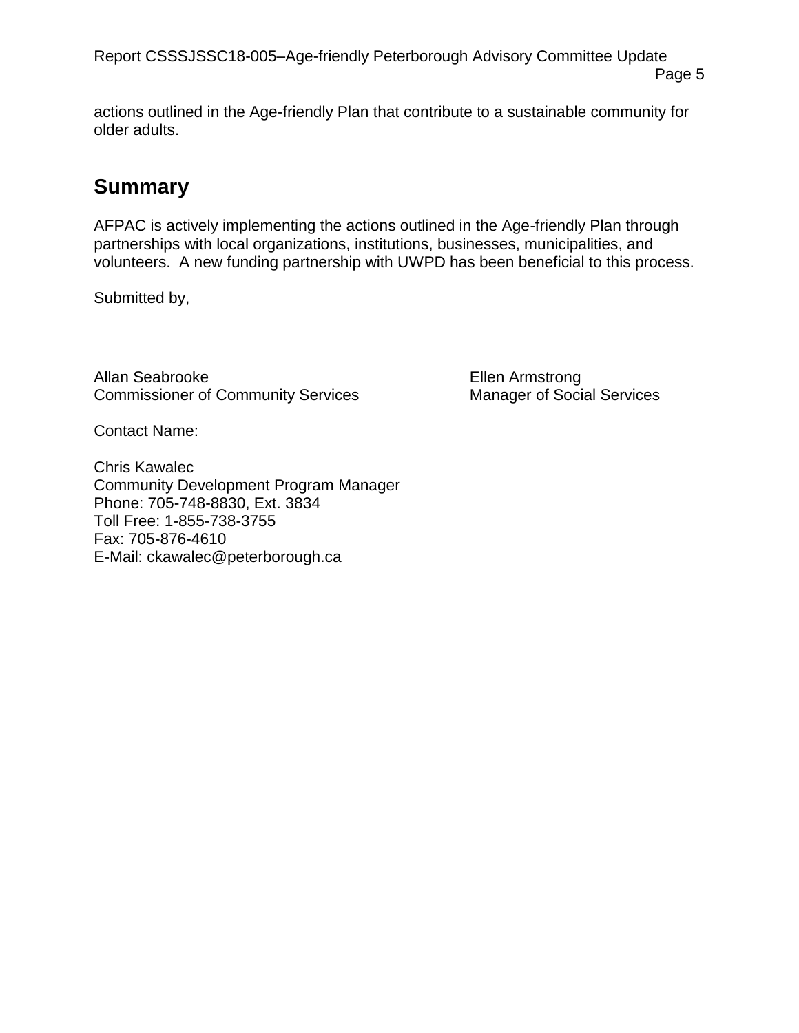actions outlined in the Age-friendly Plan that contribute to a sustainable community for older adults.

## Summary

AFPAC is actively implementing the actions outlined in the Age-friendly Plan through partnerships with local organizations, institutions, businesses, municipalities, and volunteers. A new funding partnership with UWPD has been beneficial to this process.

Submitted by,

Allan Seabrooke
Commissioner of Community Services

Ellen Armstrong
Manager of Social Services

Contact Name:

Chris Kawalec
Community Development Program Manager
Phone: 705-748-8830, Ext. 3834
Toll Free: 1-855-738-3755
Fax: 705-876-4610
E-Mail: ckawalec@peterborough.ca